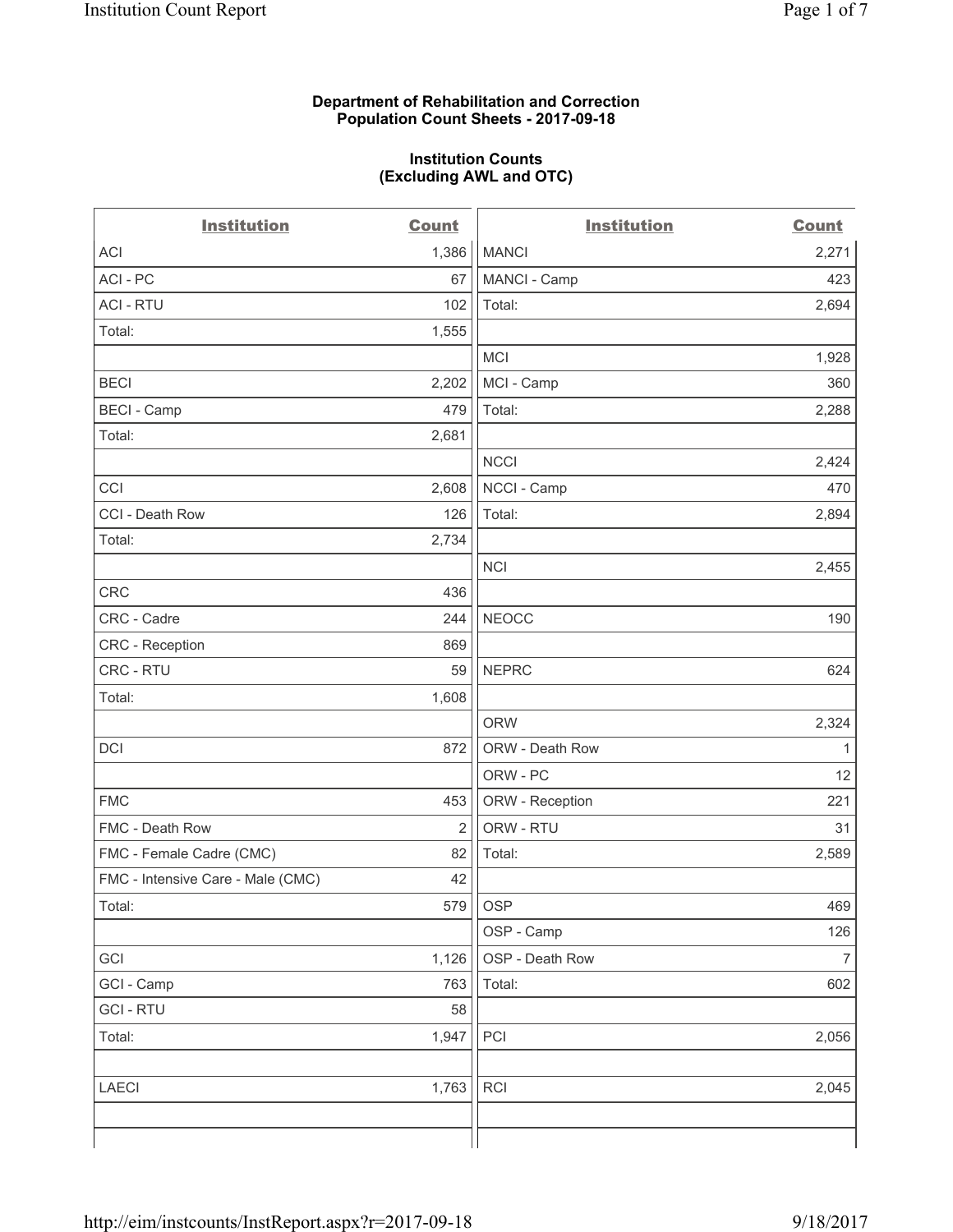**Department of Rehabilitation and Correction**
**Population Count Sheets - 2017-09-18**

**Institution Counts**
**(Excluding AWL and OTC)**

| Institution | Count | Institution | Count |
|---|---|---|---|
| ACI | 1,386 | MANCI | 2,271 |
| ACI - PC | 67 | MANCI - Camp | 423 |
| ACI - RTU | 102 | Total: | 2,694 |
| Total: | 1,555 | | |
| | | MCI | 1,928 |
| BECI | 2,202 | MCI - Camp | 360 |
| BECI - Camp | 479 | Total: | 2,288 |
| Total: | 2,681 | | |
| | | NCCI | 2,424 |
| CCI | 2,608 | NCCI - Camp | 470 |
| CCI - Death Row | 126 | Total: | 2,894 |
| Total: | 2,734 | | |
| | | NCI | 2,455 |
| CRC | 436 | | |
| CRC - Cadre | 244 | NEOCC | 190 |
| CRC - Reception | 869 | | |
| CRC - RTU | 59 | NEPRC | 624 |
| Total: | 1,608 | | |
| | | ORW | 2,324 |
| DCI | 872 | ORW - Death Row | 1 |
| | | ORW - PC | 12 |
| FMC | 453 | ORW - Reception | 221 |
| FMC - Death Row | 2 | ORW - RTU | 31 |
| FMC - Female Cadre (CMC) | 82 | Total: | 2,589 |
| FMC - Intensive Care - Male (CMC) | 42 | | |
| Total: | 579 | OSP | 469 |
| | | OSP - Camp | 126 |
| GCI | 1,126 | OSP - Death Row | 7 |
| GCI - Camp | 763 | Total: | 602 |
| GCI - RTU | 58 | | |
| Total: | 1,947 | PCI | 2,056 |
| | | | |
| LAECI | 1,763 | RCI | 2,045 |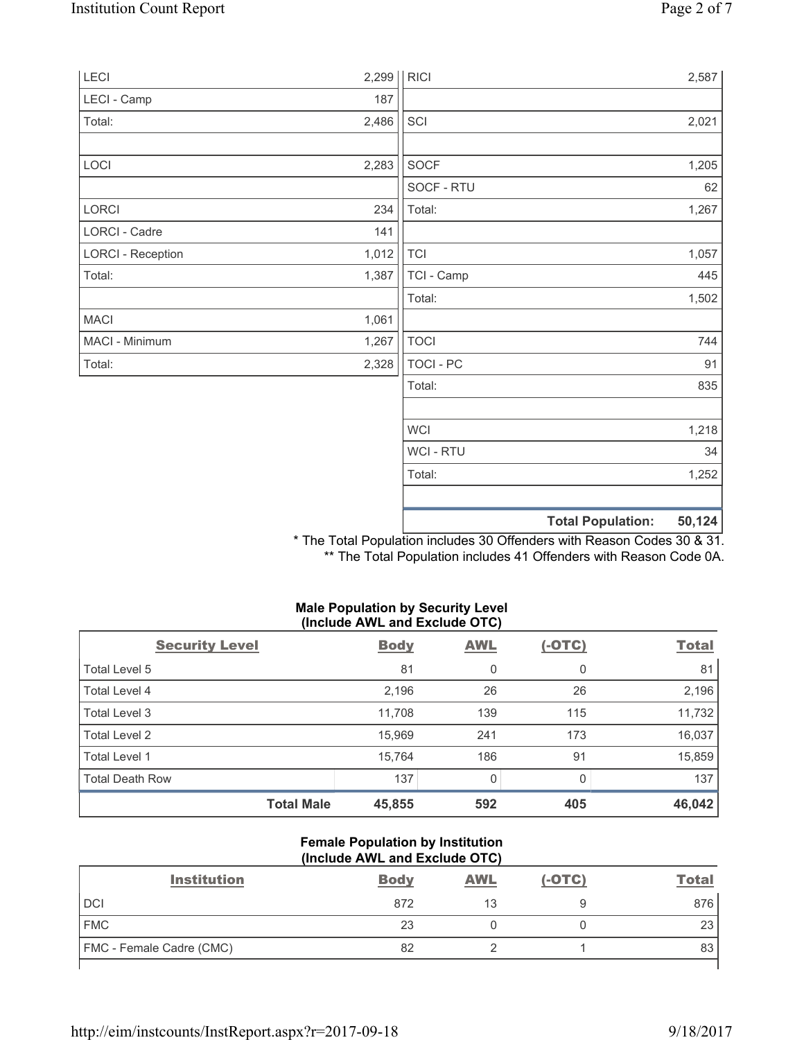| | |
|---|---|
| LECI | 2,299 |
| LECI - Camp | 187 |
| Total: | 2,486 |
| | |
| LOCI | 2,283 |
| | |
| LORCI | 234 |
| LORCI - Cadre | 141 |
| LORCI - Reception | 1,012 |
| Total: | 1,387 |
| | |
| MACI | 1,061 |
| MACI - Minimum | 1,267 |
| Total: | 2,328 |

| | |
|---|---|
| RICI | 2,587 |
| | |
| SCI | 2,021 |
| | |
| SOCF | 1,205 |
| SOCF - RTU | 62 |
| Total: | 1,267 |
| | |
| TCI | 1,057 |
| TCI - Camp | 445 |
| Total: | 1,502 |
| | |
| TOCI | 744 |
| TOCI - PC | 91 |
| Total: | 835 |
| | |
| WCI | 1,218 |
| WCI - RTU | 34 |
| Total: | 1,252 |
| | |
| **Total Population:** | **50,124** |

\* The Total Population includes 30 Offenders with Reason Codes 30 & 31.
\*\* The Total Population includes 41 Offenders with Reason Code 0A.

**Male Population by Security Level (Include AWL and Exclude OTC)**

| Security Level | Body | AWL | (-OTC) | Total |
|---|---|---|---|---|
| Total Level 5 | 81 | 0 | 0 | 81 |
| Total Level 4 | 2,196 | 26 | 26 | 2,196 |
| Total Level 3 | 11,708 | 139 | 115 | 11,732 |
| Total Level 2 | 15,969 | 241 | 173 | 16,037 |
| Total Level 1 | 15,764 | 186 | 91 | 15,859 |
| Total Death Row | 137 | 0 | 0 | 137 |
| **Total Male** | **45,855** | **592** | **405** | **46,042** |

**Female Population by Institution (Include AWL and Exclude OTC)**

| Institution | Body | AWL | (-OTC) | Total |
|---|---|---|---|---|
| DCI | 872 | 13 | 9 | 876 |
| FMC | 23 | 0 | 0 | 23 |
| FMC - Female Cadre (CMC) | 82 | 2 | 1 | 83 |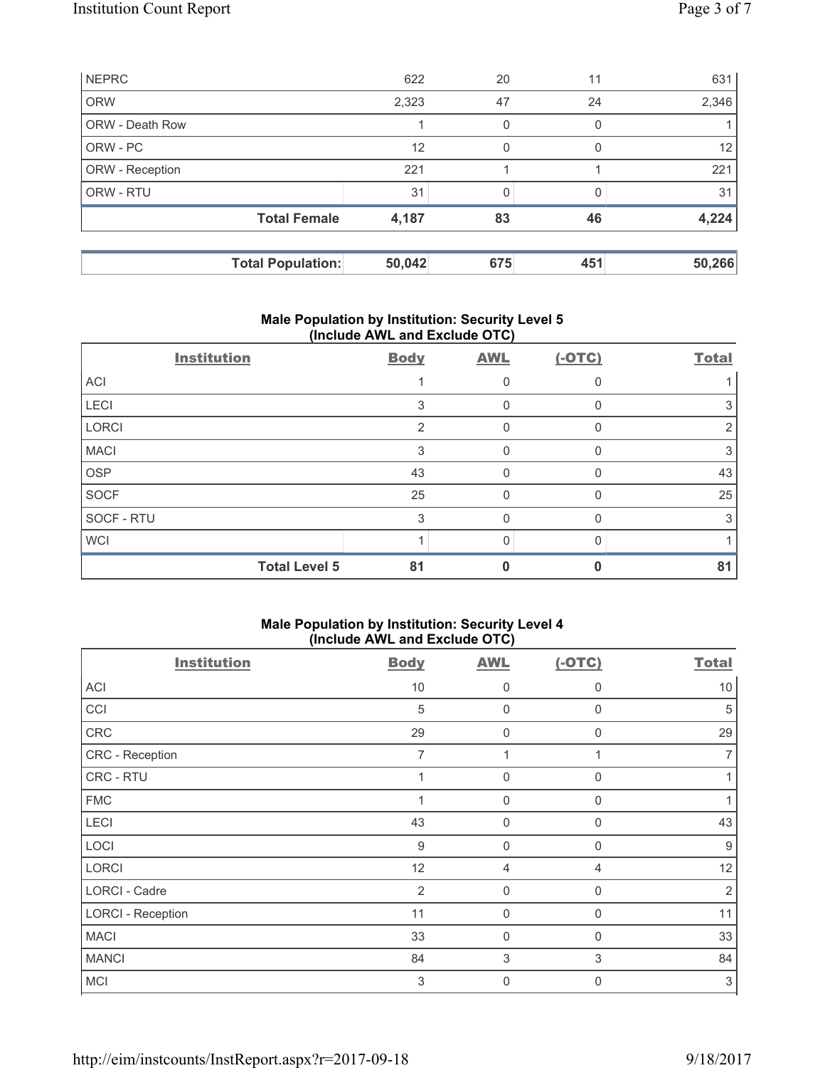| NEPRC | 622 | 20 | 11 | 631 |
|---|---|---|---|---|
| ORW | 2,323 | 47 | 24 | 2,346 |
| ORW - Death Row | 1 | 0 | 0 | 1 |
| ORW - PC | 12 | 0 | 0 | 12 |
| ORW - Reception | 221 | 1 | 1 | 221 |
| ORW - RTU | 31 | 0 | 0 | 31 |
| **Total Female** | **4,187** | **83** | **46** | **4,224** |

| **Total Population:** | **50,042** | **675** | **451** | **50,266** |
|---|---|---|---|---|

### Male Population by Institution: Security Level 5 (Include AWL and Exclude OTC)

| Institution | Body | AWL | (-OTC) | Total |
|---|---|---|---|---|
| ACI | 1 | 0 | 0 | 1 |
| LECI | 3 | 0 | 0 | 3 |
| LORCI | 2 | 0 | 0 | 2 |
| MACI | 3 | 0 | 0 | 3 |
| OSP | 43 | 0 | 0 | 43 |
| SOCF | 25 | 0 | 0 | 25 |
| SOCF - RTU | 3 | 0 | 0 | 3 |
| WCI | 1 | 0 | 0 | 1 |
| **Total Level 5** | **81** | **0** | **0** | **81** |

### Male Population by Institution: Security Level 4 (Include AWL and Exclude OTC)

| Institution | Body | AWL | (-OTC) | Total |
|---|---|---|---|---|
| ACI | 10 | 0 | 0 | 10 |
| CCI | 5 | 0 | 0 | 5 |
| CRC | 29 | 0 | 0 | 29 |
| CRC - Reception | 7 | 1 | 1 | 7 |
| CRC - RTU | 1 | 0 | 0 | 1 |
| FMC | 1 | 0 | 0 | 1 |
| LECI | 43 | 0 | 0 | 43 |
| LOCI | 9 | 0 | 0 | 9 |
| LORCI | 12 | 4 | 4 | 12 |
| LORCI - Cadre | 2 | 0 | 0 | 2 |
| LORCI - Reception | 11 | 0 | 0 | 11 |
| MACI | 33 | 0 | 0 | 33 |
| MANCI | 84 | 3 | 3 | 84 |
| MCI | 3 | 0 | 0 | 3 |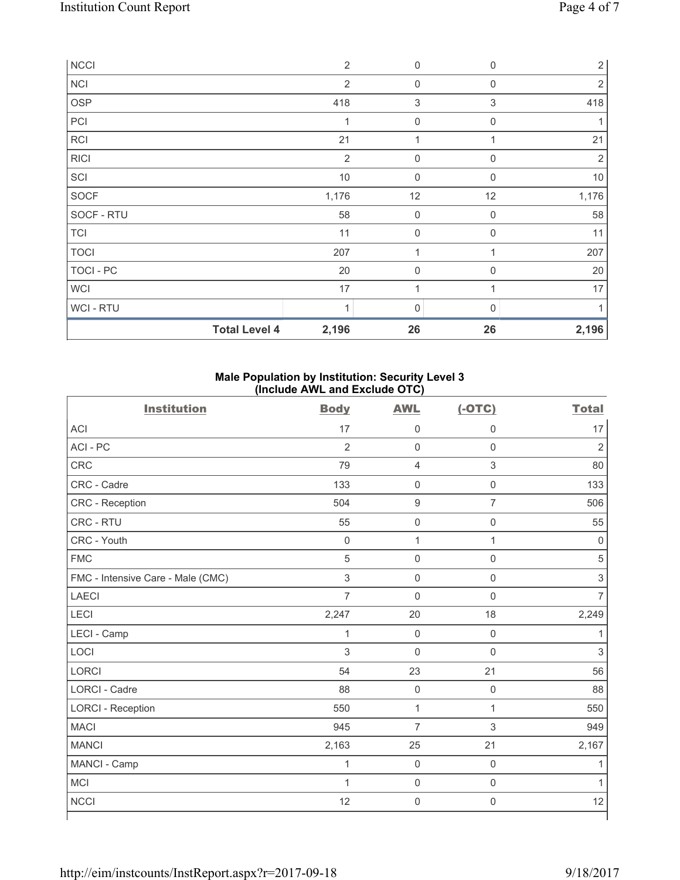| NCCI | | 2 | 0 | 0 | 2 |
|---|---|---|---|---|---|
| NCI | | 2 | 0 | 0 | 2 |
| OSP | | 418 | 3 | 3 | 418 |
| PCI | | 1 | 0 | 0 | 1 |
| RCI | | 21 | 1 | 1 | 21 |
| RICI | | 2 | 0 | 0 | 2 |
| SCI | | 10 | 0 | 0 | 10 |
| SOCF | | 1,176 | 12 | 12 | 1,176 |
| SOCF - RTU | | 58 | 0 | 0 | 58 |
| TCI | | 11 | 0 | 0 | 11 |
| TOCI | | 207 | 1 | 1 | 207 |
| TOCI - PC | | 20 | 0 | 0 | 20 |
| WCI | | 17 | 1 | 1 | 17 |
| WCI - RTU | | 1 | 0 | 0 | 1 |
| | **Total Level 4** | **2,196** | **26** | **26** | **2,196** |

**Male Population by Institution: Security Level 3 (Include AWL and Exclude OTC)**

| Institution | Body | AWL | (-OTC) | Total |
|---|---|---|---|---|
| ACI | 17 | 0 | 0 | 17 |
| ACI - PC | 2 | 0 | 0 | 2 |
| CRC | 79 | 4 | 3 | 80 |
| CRC - Cadre | 133 | 0 | 0 | 133 |
| CRC - Reception | 504 | 9 | 7 | 506 |
| CRC - RTU | 55 | 0 | 0 | 55 |
| CRC - Youth | 0 | 1 | 1 | 0 |
| FMC | 5 | 0 | 0 | 5 |
| FMC - Intensive Care - Male (CMC) | 3 | 0 | 0 | 3 |
| LAECI | 7 | 0 | 0 | 7 |
| LECI | 2,247 | 20 | 18 | 2,249 |
| LECI - Camp | 1 | 0 | 0 | 1 |
| LOCI | 3 | 0 | 0 | 3 |
| LORCI | 54 | 23 | 21 | 56 |
| LORCI - Cadre | 88 | 0 | 0 | 88 |
| LORCI - Reception | 550 | 1 | 1 | 550 |
| MACI | 945 | 7 | 3 | 949 |
| MANCI | 2,163 | 25 | 21 | 2,167 |
| MANCI - Camp | 1 | 0 | 0 | 1 |
| MCI | 1 | 0 | 0 | 1 |
| NCCI | 12 | 0 | 0 | 12 |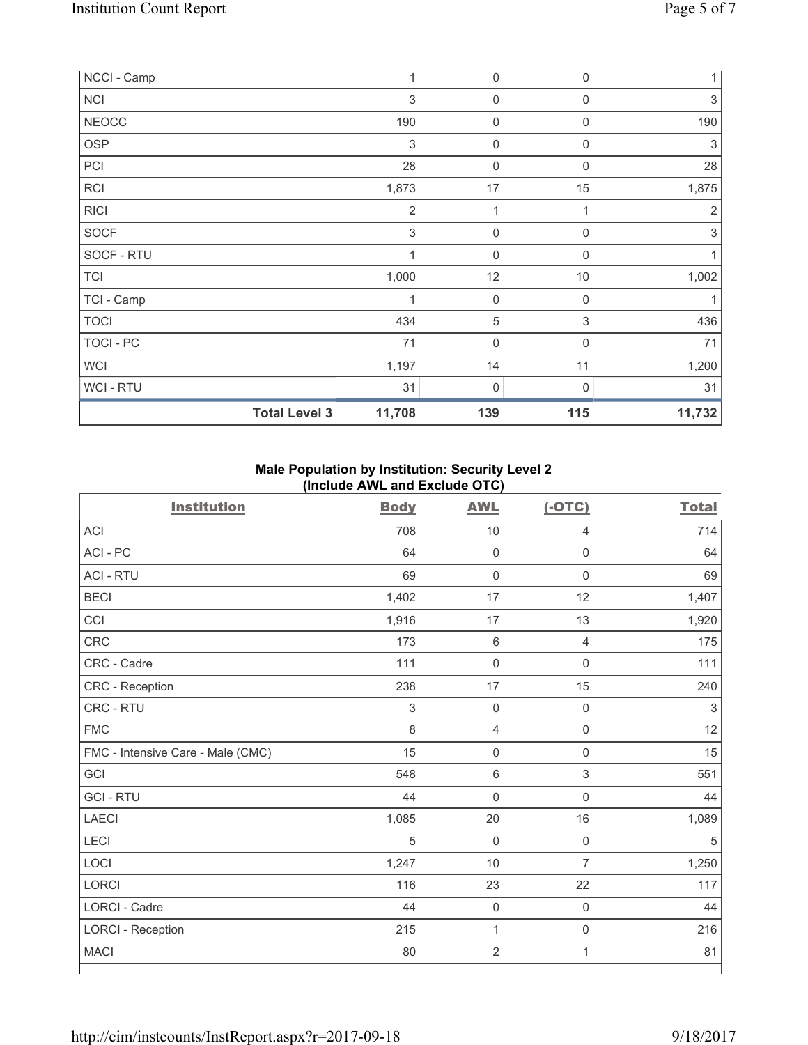| | Body | AWL | (-OTC) | Total |
|---|---|---|---|---|
| NCCI - Camp | 1 | 0 | 0 | 1 |
| NCI | 3 | 0 | 0 | 3 |
| NEOCC | 190 | 0 | 0 | 190 |
| OSP | 3 | 0 | 0 | 3 |
| PCI | 28 | 0 | 0 | 28 |
| RCI | 1,873 | 17 | 15 | 1,875 |
| RICI | 2 | 1 | 1 | 2 |
| SOCF | 3 | 0 | 0 | 3 |
| SOCF - RTU | 1 | 0 | 0 | 1 |
| TCI | 1,000 | 12 | 10 | 1,002 |
| TCI - Camp | 1 | 0 | 0 | 1 |
| TOCI | 434 | 5 | 3 | 436 |
| TOCI - PC | 71 | 0 | 0 | 71 |
| WCI | 1,197 | 14 | 11 | 1,200 |
| WCI - RTU | 31 | 0 | 0 | 31 |
| **Total Level 3** | **11,708** | **139** | **115** | **11,732** |

### Male Population by Institution: Security Level 2 (Include AWL and Exclude OTC)

| Institution | Body | AWL | (-OTC) | Total |
|---|---|---|---|---|
| ACI | 708 | 10 | 4 | 714 |
| ACI - PC | 64 | 0 | 0 | 64 |
| ACI - RTU | 69 | 0 | 0 | 69 |
| BECI | 1,402 | 17 | 12 | 1,407 |
| CCI | 1,916 | 17 | 13 | 1,920 |
| CRC | 173 | 6 | 4 | 175 |
| CRC - Cadre | 111 | 0 | 0 | 111 |
| CRC - Reception | 238 | 17 | 15 | 240 |
| CRC - RTU | 3 | 0 | 0 | 3 |
| FMC | 8 | 4 | 0 | 12 |
| FMC - Intensive Care - Male (CMC) | 15 | 0 | 0 | 15 |
| GCI | 548 | 6 | 3 | 551 |
| GCI - RTU | 44 | 0 | 0 | 44 |
| LAECI | 1,085 | 20 | 16 | 1,089 |
| LECI | 5 | 0 | 0 | 5 |
| LOCI | 1,247 | 10 | 7 | 1,250 |
| LORCI | 116 | 23 | 22 | 117 |
| LORCI - Cadre | 44 | 0 | 0 | 44 |
| LORCI - Reception | 215 | 1 | 0 | 216 |
| MACI | 80 | 2 | 1 | 81 |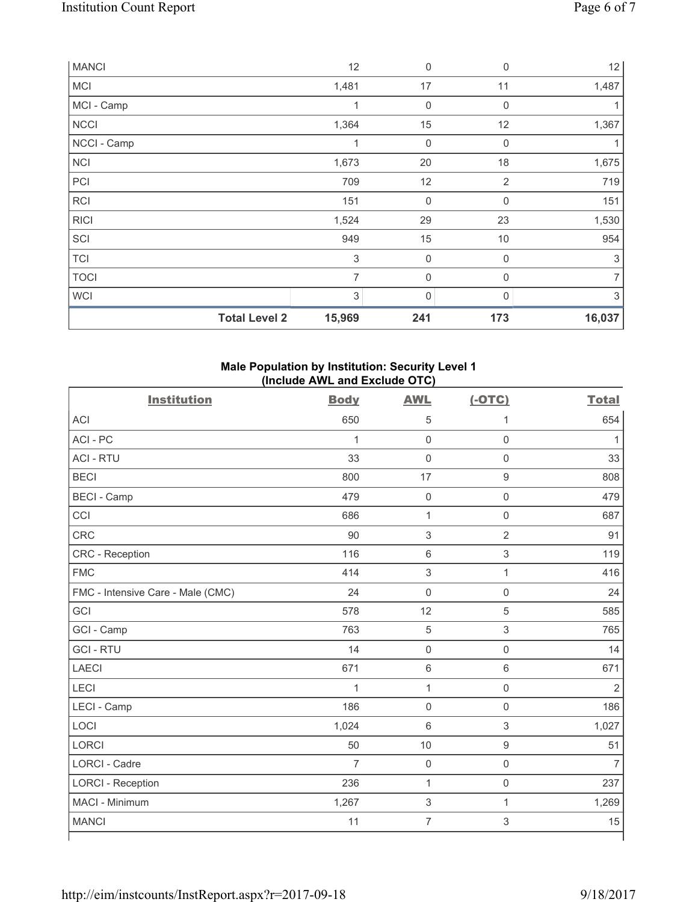| | | | | |
|---|---|---|---|---|
| MANCI | 12 | 0 | 0 | 12 |
| MCI | 1,481 | 17 | 11 | 1,487 |
| MCI - Camp | 1 | 0 | 0 | 1 |
| NCCI | 1,364 | 15 | 12 | 1,367 |
| NCCI - Camp | 1 | 0 | 0 | 1 |
| NCI | 1,673 | 20 | 18 | 1,675 |
| PCI | 709 | 12 | 2 | 719 |
| RCI | 151 | 0 | 0 | 151 |
| RICI | 1,524 | 29 | 23 | 1,530 |
| SCI | 949 | 15 | 10 | 954 |
| TCI | 3 | 0 | 0 | 3 |
| TOCI | 7 | 0 | 0 | 7 |
| WCI | 3 | 0 | 0 | 3 |
| **Total Level 2** | **15,969** | **241** | **173** | **16,037** |

### Male Population by Institution: Security Level 1 (Include AWL and Exclude OTC)

| Institution | Body | AWL | (-OTC) | Total |
|---|---|---|---|---|
| ACI | 650 | 5 | 1 | 654 |
| ACI - PC | 1 | 0 | 0 | 1 |
| ACI - RTU | 33 | 0 | 0 | 33 |
| BECI | 800 | 17 | 9 | 808 |
| BECI - Camp | 479 | 0 | 0 | 479 |
| CCI | 686 | 1 | 0 | 687 |
| CRC | 90 | 3 | 2 | 91 |
| CRC - Reception | 116 | 6 | 3 | 119 |
| FMC | 414 | 3 | 1 | 416 |
| FMC - Intensive Care - Male (CMC) | 24 | 0 | 0 | 24 |
| GCI | 578 | 12 | 5 | 585 |
| GCI - Camp | 763 | 5 | 3 | 765 |
| GCI - RTU | 14 | 0 | 0 | 14 |
| LAECI | 671 | 6 | 6 | 671 |
| LECI | 1 | 1 | 0 | 2 |
| LECI - Camp | 186 | 0 | 0 | 186 |
| LOCI | 1,024 | 6 | 3 | 1,027 |
| LORCI | 50 | 10 | 9 | 51 |
| LORCI - Cadre | 7 | 0 | 0 | 7 |
| LORCI - Reception | 236 | 1 | 0 | 237 |
| MACI - Minimum | 1,267 | 3 | 1 | 1,269 |
| MANCI | 11 | 7 | 3 | 15 |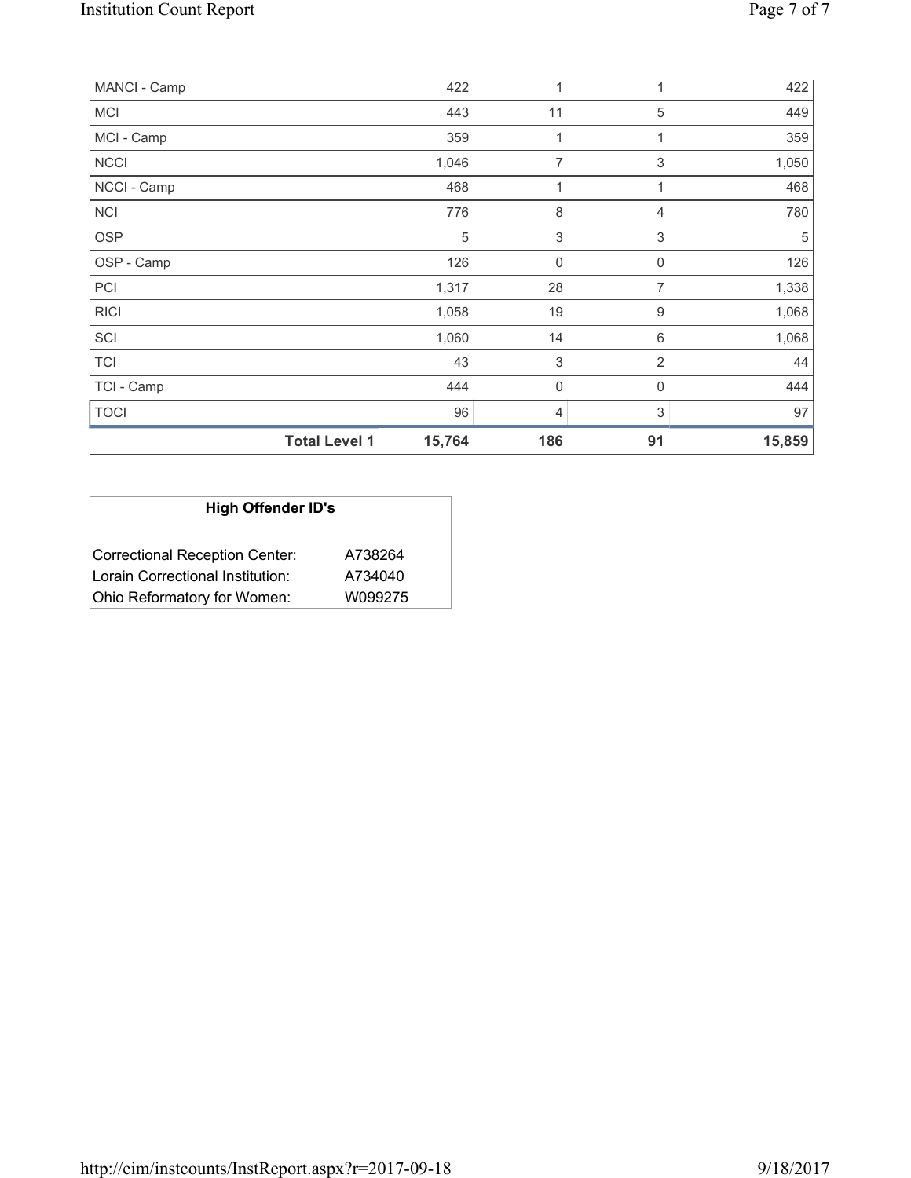| | | | | |
|---|---|---|---|---|
| MANCI - Camp | 422 | 1 | 1 | 422 |
| MCI | 443 | 11 | 5 | 449 |
| MCI - Camp | 359 | 1 | 1 | 359 |
| NCCI | 1,046 | 7 | 3 | 1,050 |
| NCCI - Camp | 468 | 1 | 1 | 468 |
| NCI | 776 | 8 | 4 | 780 |
| OSP | 5 | 3 | 3 | 5 |
| OSP - Camp | 126 | 0 | 0 | 126 |
| PCI | 1,317 | 28 | 7 | 1,338 |
| RICI | 1,058 | 19 | 9 | 1,068 |
| SCI | 1,060 | 14 | 6 | 1,068 |
| TCI | 43 | 3 | 2 | 44 |
| TCI - Camp | 444 | 0 | 0 | 444 |
| TOCI | 96 | 4 | 3 | 97 |
| **Total Level 1** | **15,764** | **186** | **91** | **15,859** |

| High Offender ID's | |
|---|---|
| Correctional Reception Center: | A738264 |
| Lorain Correctional Institution: | A734040 |
| Ohio Reformatory for Women: | W099275 |